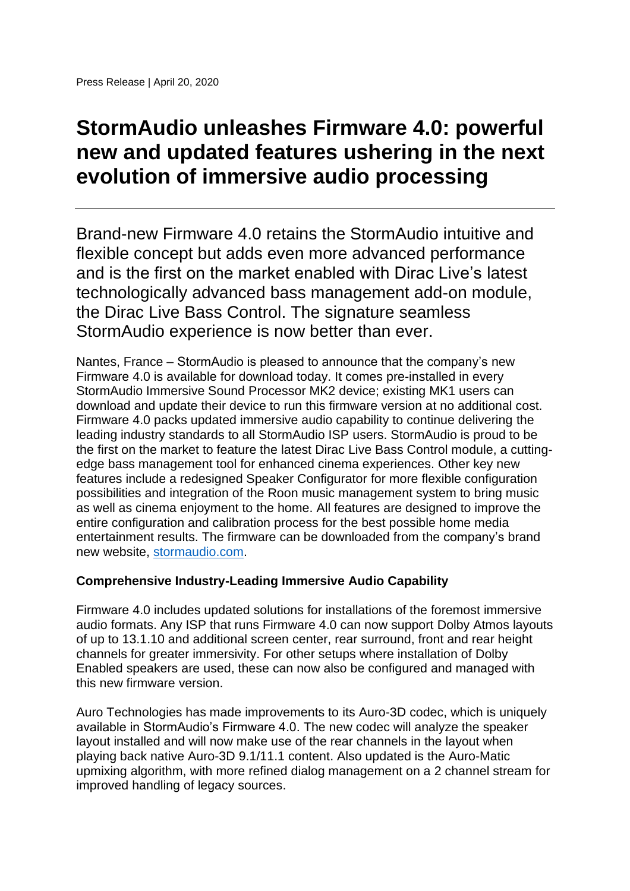Press Release | April 20, 2020

# StormAudio unleashes Firmware 4.0: powerful new and updated features ushering in the next evolution of immersive audio processing

---

Brand-new Firmware 4.0 retains the StormAudio intuitive and flexible concept but adds even more advanced performance and is the first on the market enabled with Dirac Live's latest technologically advanced bass management add-on module, the Dirac Live Bass Control. The signature seamless StormAudio experience is now better than ever.

Nantes, France – StormAudio is pleased to announce that the company's new Firmware 4.0 is available for download today. It comes pre-installed in every StormAudio Immersive Sound Processor MK2 device; existing MK1 users can download and update their device to run this firmware version at no additional cost. Firmware 4.0 packs updated immersive audio capability to continue delivering the leading industry standards to all StormAudio ISP users. StormAudio is proud to be the first on the market to feature the latest Dirac Live Bass Control module, a cutting-edge bass management tool for enhanced cinema experiences. Other key new features include a redesigned Speaker Configurator for more flexible configuration possibilities and integration of the Roon music management system to bring music as well as cinema enjoyment to the home. All features are designed to improve the entire configuration and calibration process for the best possible home media entertainment results. The firmware can be downloaded from the company's brand new website, [stormaudio.com](stormaudio.com).

**Comprehensive Industry-Leading Immersive Audio Capability**

Firmware 4.0 includes updated solutions for installations of the foremost immersive audio formats. Any ISP that runs Firmware 4.0 can now support Dolby Atmos layouts of up to 13.1.10 and additional screen center, rear surround, front and rear height channels for greater immersivity. For other setups where installation of Dolby Enabled speakers are used, these can now also be configured and managed with this new firmware version.

Auro Technologies has made improvements to its Auro-3D codec, which is uniquely available in StormAudio's Firmware 4.0. The new codec will analyze the speaker layout installed and will now make use of the rear channels in the layout when playing back native Auro-3D 9.1/11.1 content. Also updated is the Auro-Matic upmixing algorithm, with more refined dialog management on a 2 channel stream for improved handling of legacy sources.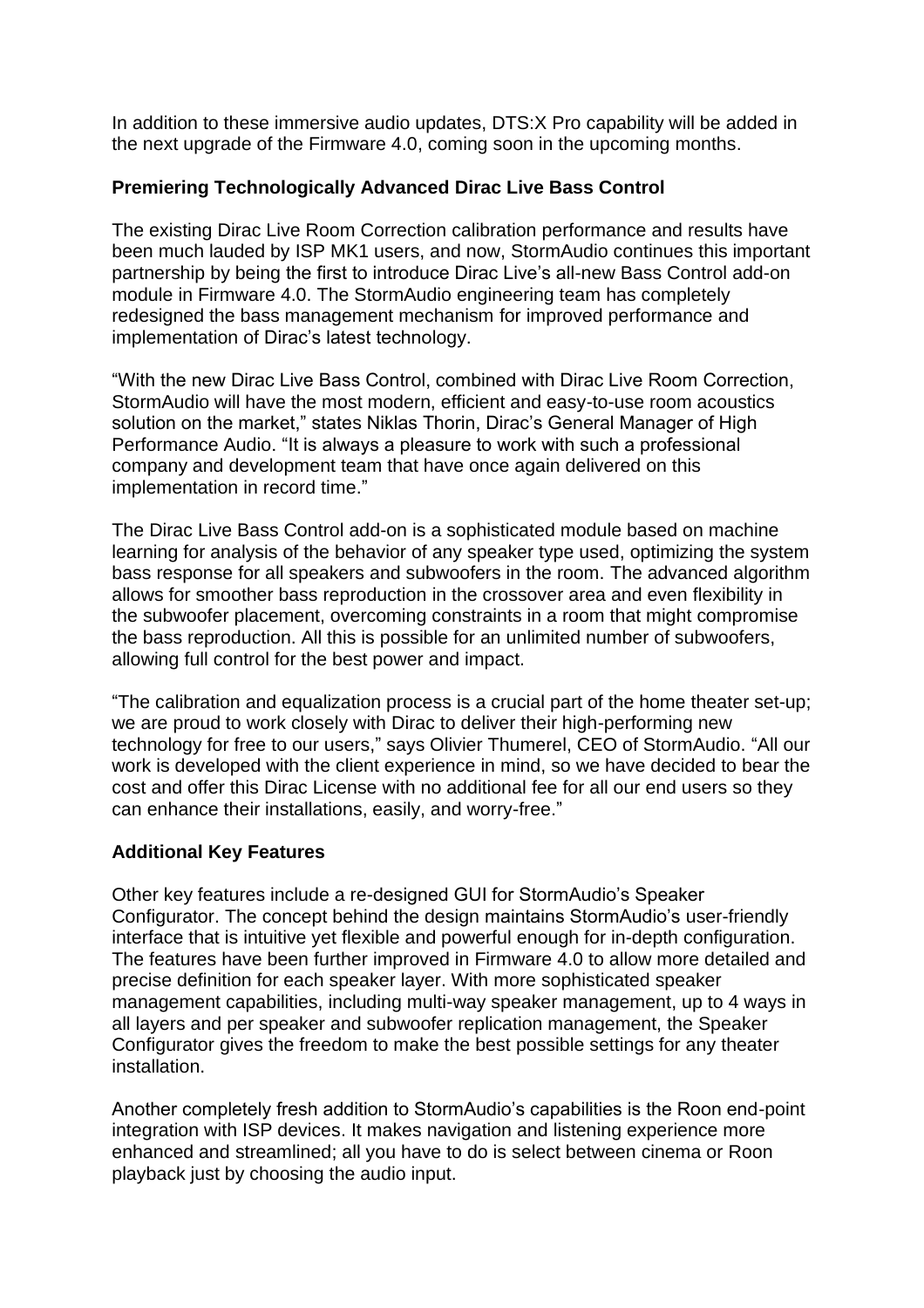In addition to these immersive audio updates, DTS:X Pro capability will be added in the next upgrade of the Firmware 4.0, coming soon in the upcoming months.

**Premiering Technologically Advanced Dirac Live Bass Control**

The existing Dirac Live Room Correction calibration performance and results have been much lauded by ISP MK1 users, and now, StormAudio continues this important partnership by being the first to introduce Dirac Live's all-new Bass Control add-on module in Firmware 4.0. The StormAudio engineering team has completely redesigned the bass management mechanism for improved performance and implementation of Dirac's latest technology.

"With the new Dirac Live Bass Control, combined with Dirac Live Room Correction, StormAudio will have the most modern, efficient and easy-to-use room acoustics solution on the market," states Niklas Thorin, Dirac's General Manager of High Performance Audio. "It is always a pleasure to work with such a professional company and development team that have once again delivered on this implementation in record time."

The Dirac Live Bass Control add-on is a sophisticated module based on machine learning for analysis of the behavior of any speaker type used, optimizing the system bass response for all speakers and subwoofers in the room. The advanced algorithm allows for smoother bass reproduction in the crossover area and even flexibility in the subwoofer placement, overcoming constraints in a room that might compromise the bass reproduction. All this is possible for an unlimited number of subwoofers, allowing full control for the best power and impact.

"The calibration and equalization process is a crucial part of the home theater set-up; we are proud to work closely with Dirac to deliver their high-performing new technology for free to our users," says Olivier Thumerel, CEO of StormAudio. "All our work is developed with the client experience in mind, so we have decided to bear the cost and offer this Dirac License with no additional fee for all our end users so they can enhance their installations, easily, and worry-free."

**Additional Key Features**

Other key features include a re-designed GUI for StormAudio's Speaker Configurator. The concept behind the design maintains StormAudio's user-friendly interface that is intuitive yet flexible and powerful enough for in-depth configuration. The features have been further improved in Firmware 4.0 to allow more detailed and precise definition for each speaker layer. With more sophisticated speaker management capabilities, including multi-way speaker management, up to 4 ways in all layers and per speaker and subwoofer replication management, the Speaker Configurator gives the freedom to make the best possible settings for any theater installation.

Another completely fresh addition to StormAudio's capabilities is the Roon end-point integration with ISP devices. It makes navigation and listening experience more enhanced and streamlined; all you have to do is select between cinema or Roon playback just by choosing the audio input.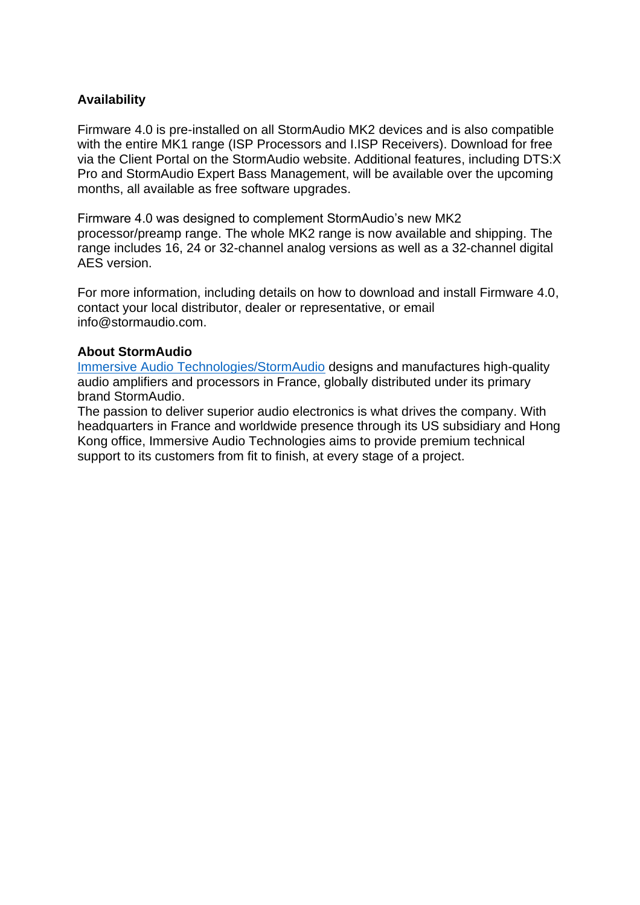**Availability**

Firmware 4.0 is pre-installed on all StormAudio MK2 devices and is also compatible with the entire MK1 range (ISP Processors and I.ISP Receivers). Download for free via the Client Portal on the StormAudio website. Additional features, including DTS:X Pro and StormAudio Expert Bass Management, will be available over the upcoming months, all available as free software upgrades.

Firmware 4.0 was designed to complement StormAudio's new MK2 processor/preamp range. The whole MK2 range is now available and shipping. The range includes 16, 24 or 32-channel analog versions as well as a 32-channel digital AES version.

For more information, including details on how to download and install Firmware 4.0, contact your local distributor, dealer or representative, or email info@stormaudio.com.

**About StormAudio**

Immersive Audio Technologies/StormAudio designs and manufactures high-quality audio amplifiers and processors in France, globally distributed under its primary brand StormAudio.

The passion to deliver superior audio electronics is what drives the company. With headquarters in France and worldwide presence through its US subsidiary and Hong Kong office, Immersive Audio Technologies aims to provide premium technical support to its customers from fit to finish, at every stage of a project.